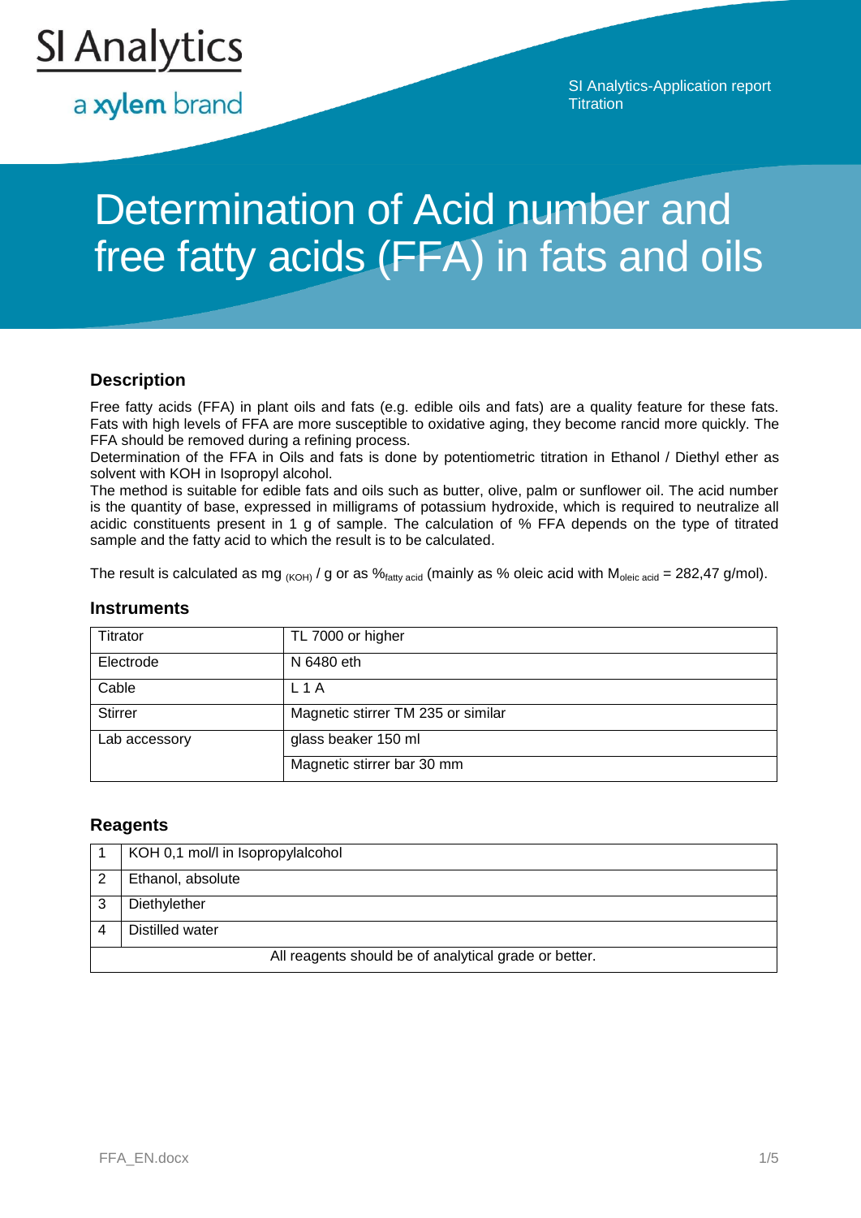SI Analytics

a xylem brand

SI Analytics-Application report
Titration

# Determination of Acid number and free fatty acids (FFA) in fats and oils

## Description

Free fatty acids (FFA) in plant oils and fats (e.g. edible oils and fats) are a quality feature for these fats. Fats with high levels of FFA are more susceptible to oxidative aging, they become rancid more quickly. The FFA should be removed during a refining process.
Determination of the FFA in Oils and fats is done by potentiometric titration in Ethanol / Diethyl ether as solvent with KOH in Isopropyl alcohol.
The method is suitable for edible fats and oils such as butter, olive, palm or sunflower oil. The acid number is the quantity of base, expressed in milligrams of potassium hydroxide, which is required to neutralize all acidic constituents present in 1 g of sample. The calculation of % FFA depends on the type of titrated sample and the fatty acid to which the result is to be calculated.

The result is calculated as mg $_{(KOH)}$ / g or as $\%_{\text{fatty acid}}$ (mainly as % oleic acid with $M_{\text{oleic acid}}$ = 282,47 g/mol).

### Instruments

| Titrator | TL 7000 or higher |
|---|---|
| Electrode | N 6480 eth |
| Cable | L 1 A |
| Stirrer | Magnetic stirrer TM 235 or similar |
| Lab accessory | glass beaker 150 ml |
| | Magnetic stirrer bar 30 mm |

### Reagents

| 1 | KOH 0,1 mol/l in Isopropylalcohol |
|---|---|
| 2 | Ethanol, absolute |
| 3 | Diethylether |
| 4 | Distilled water |
| All reagents should be of analytical grade or better. | |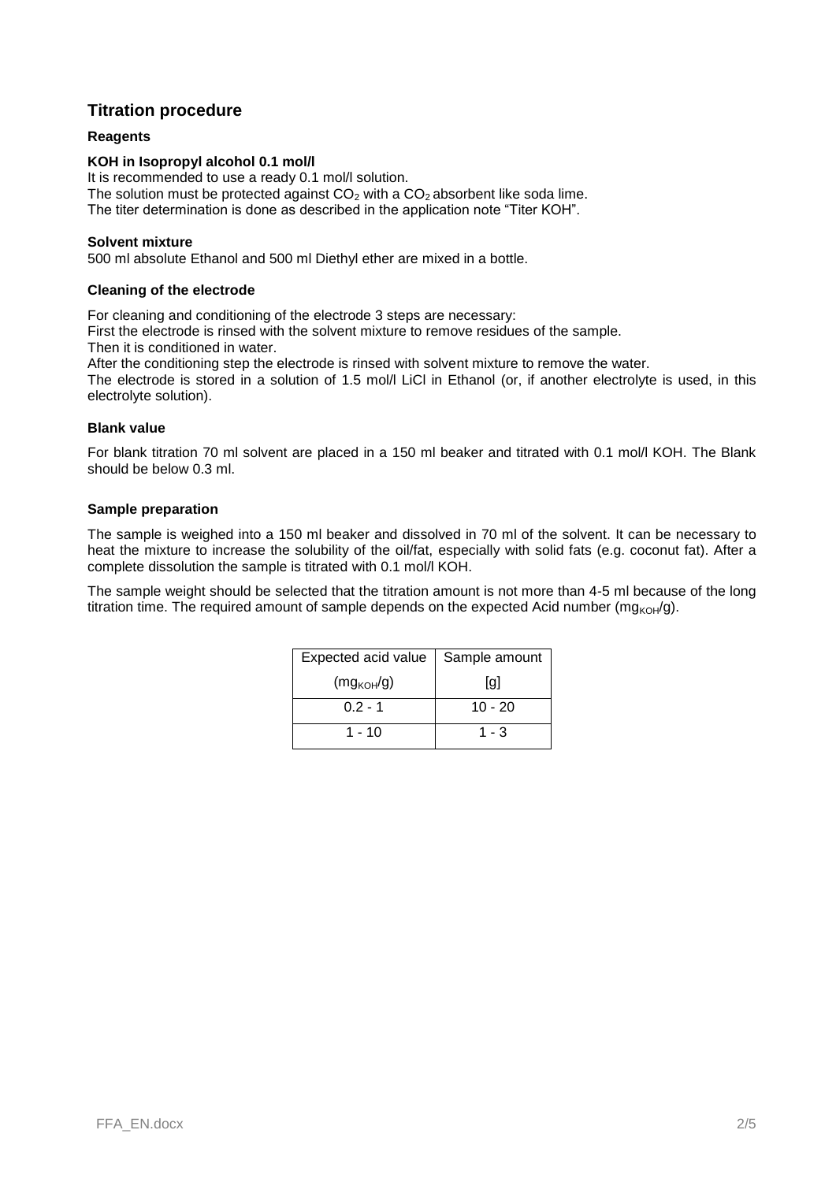## Titration procedure

### Reagents

**KOH in Isopropyl alcohol 0.1 mol/l**

It is recommended to use a ready 0.1 mol/l solution.
The solution must be protected against $CO_2$ with a $CO_2$ absorbent like soda lime.
The titer determination is done as described in the application note "Titer KOH".

**Solvent mixture**

500 ml absolute Ethanol and 500 ml Diethyl ether are mixed in a bottle.

### Cleaning of the electrode

For cleaning and conditioning of the electrode 3 steps are necessary:
First the electrode is rinsed with the solvent mixture to remove residues of the sample.
Then it is conditioned in water.
After the conditioning step the electrode is rinsed with solvent mixture to remove the water.
The electrode is stored in a solution of 1.5 mol/l LiCl in Ethanol (or, if another electrolyte is used, in this electrolyte solution).

### Blank value

For blank titration 70 ml solvent are placed in a 150 ml beaker and titrated with 0.1 mol/l KOH. The Blank should be below 0.3 ml.

### Sample preparation

The sample is weighed into a 150 ml beaker and dissolved in 70 ml of the solvent. It can be necessary to heat the mixture to increase the solubility of the oil/fat, especially with solid fats (e.g. coconut fat). After a complete dissolution the sample is titrated with 0.1 mol/l KOH.

The sample weight should be selected that the titration amount is not more than 4-5 ml because of the long titration time. The required amount of sample depends on the expected Acid number ($mg_{KOH}/g$).

| Expected acid value ($mg_{KOH}/g$) | Sample amount [g] |
|---|---|
| 0.2 - 1 | 10 - 20 |
| 1 - 10 | 1 - 3 |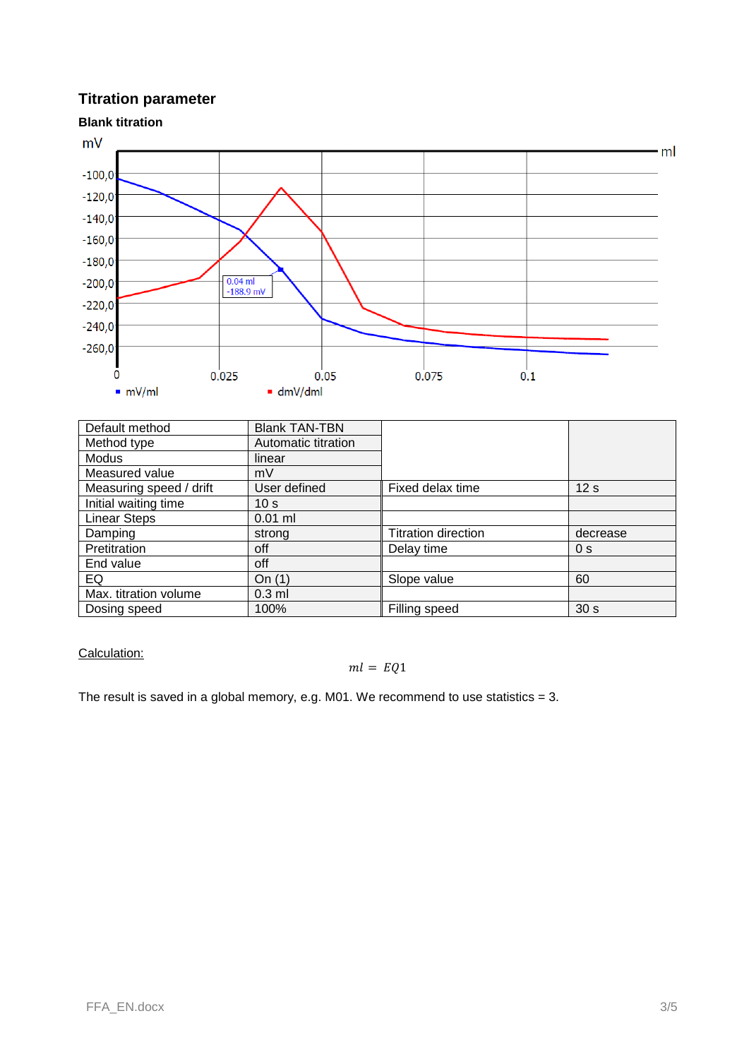# Titration parameter

**Blank titration**

| Default method | Blank TAN-TBN | | |
|---|---|---|---|
| Method type | Automatic titration | | |
| Modus | linear | | |
| Measured value | mV | | |
| Measuring speed / drift | User defined | Fixed delax time | 12 s |
| Initial waiting time | 10 s | | |
| Linear Steps | 0.01 ml | | |
| Damping | strong | Titration direction | decrease |
| Pretitration | off | Delay time | 0 s |
| End value | off | | |
| EQ | On (1) | Slope value | 60 |
| Max. titration volume | 0.3 ml | | |
| Dosing speed | 100% | Filling speed | 30 s |

<u>Calculation:</u>

$$ml = EQ1$$

The result is saved in a global memory, e.g. M01. We recommend to use statistics = 3.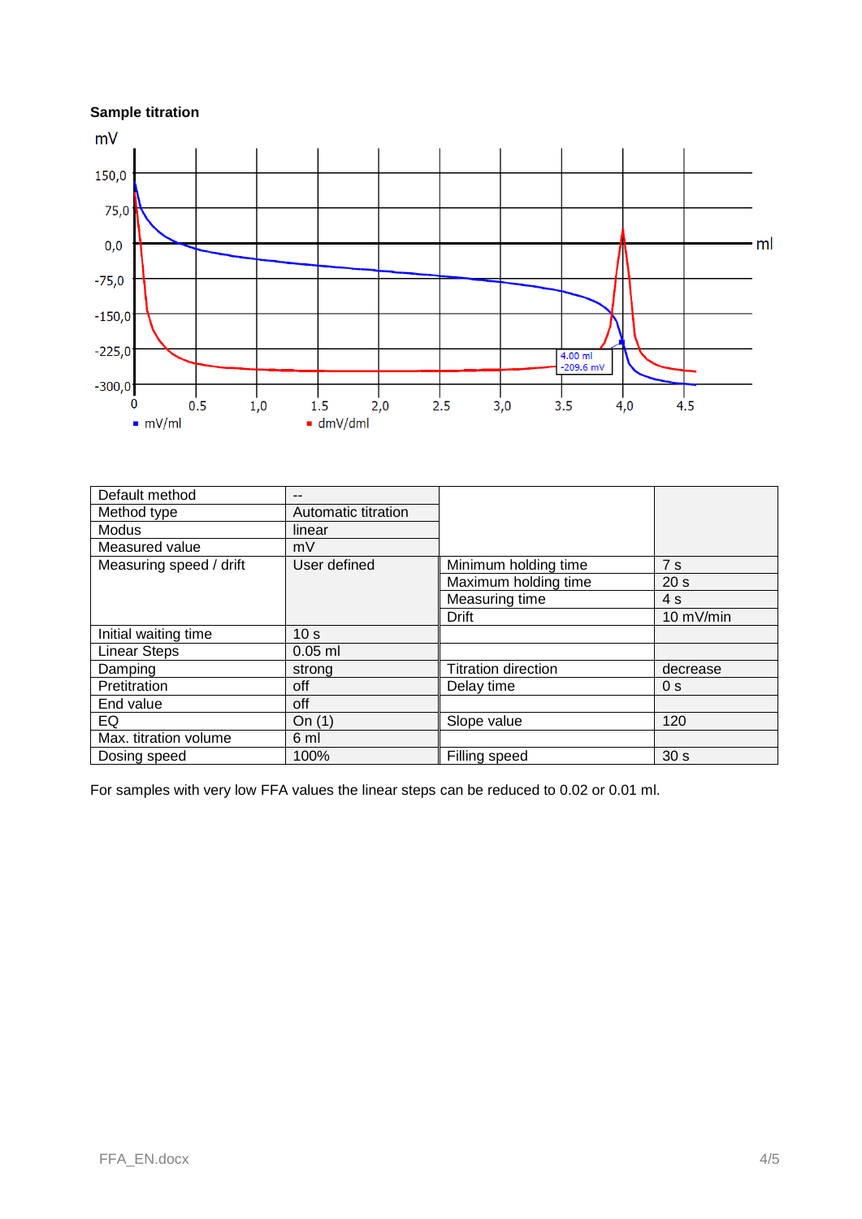**Sample titration**

| Default method | -- | | |
|---|---|---|---|
| Method type | Automatic titration | | |
| Modus | linear | | |
| Measured value | mV | | |
| Measuring speed / drift | User defined | Minimum holding time | 7 s |
| | | Maximum holding time | 20 s |
| | | Measuring time | 4 s |
| | | Drift | 10 mV/min |
| Initial waiting time | 10 s | | |
| Linear Steps | 0.05 ml | | |
| Damping | strong | Titration direction | decrease |
| Pretitration | off | Delay time | 0 s |
| End value | off | | |
| EQ | On (1) | Slope value | 120 |
| Max. titration volume | 6 ml | | |
| Dosing speed | 100% | Filling speed | 30 s |

For samples with very low FFA values the linear steps can be reduced to 0.02 or 0.01 ml.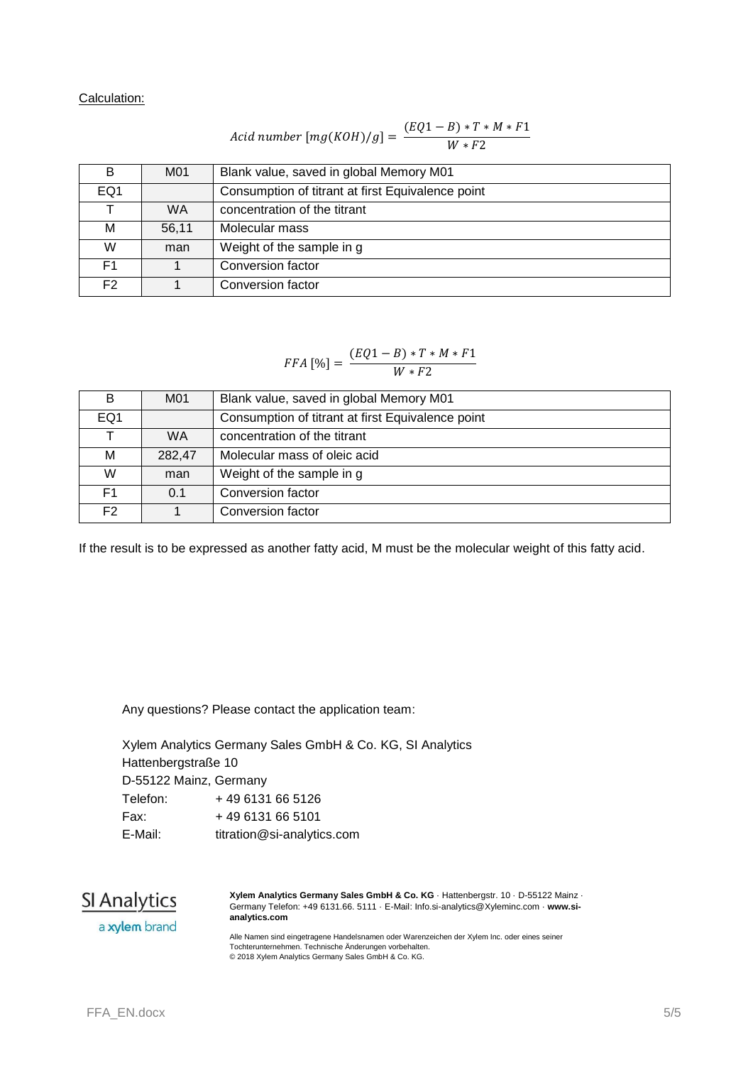Calculation:

$$Acid\ number\ [mg(KOH)/g] = \frac{(EQ1 - B) * T * M * F1}{W * F2}$$

| | | |
|---|---|---|
| B | M01 | Blank value, saved in global Memory M01 |
| EQ1 | | Consumption of titrant at first Equivalence point |
| T | WA | concentration of the titrant |
| M | 56,11 | Molecular mass |
| W | man | Weight of the sample in g |
| F1 | 1 | Conversion factor |
| F2 | 1 | Conversion factor |

$$FFA\ [\%] = \frac{(EQ1 - B) * T * M * F1}{W * F2}$$

| | | |
|---|---|---|
| B | M01 | Blank value, saved in global Memory M01 |
| EQ1 | | Consumption of titrant at first Equivalence point |
| T | WA | concentration of the titrant |
| M | 282,47 | Molecular mass of oleic acid |
| W | man | Weight of the sample in g |
| F1 | 0.1 | Conversion factor |
| F2 | 1 | Conversion factor |

If the result is to be expressed as another fatty acid, M must be the molecular weight of this fatty acid.

Any questions? Please contact the application team:

Xylem Analytics Germany Sales GmbH & Co. KG, SI Analytics
Hattenbergstraße 10
D-55122 Mainz, Germany
Telefon: + 49 6131 66 5126
Fax: + 49 6131 66 5101
E-Mail: titration@si-analytics.com

SI Analytics
a xylem brand

**Xylem Analytics Germany Sales GmbH & Co. KG** · Hattenbergstr. 10 · D-55122 Mainz · Germany Telefon: +49 6131.66. 5111 · E-Mail: Info.si-analytics@Xyleminc.com · **www.si-analytics.com**

Alle Namen sind eingetragene Handelsnamen oder Warenzeichen der Xylem Inc. oder eines seiner Tochterunternehmen. Technische Änderungen vorbehalten.
© 2018 Xylem Analytics Germany Sales GmbH & Co. KG.